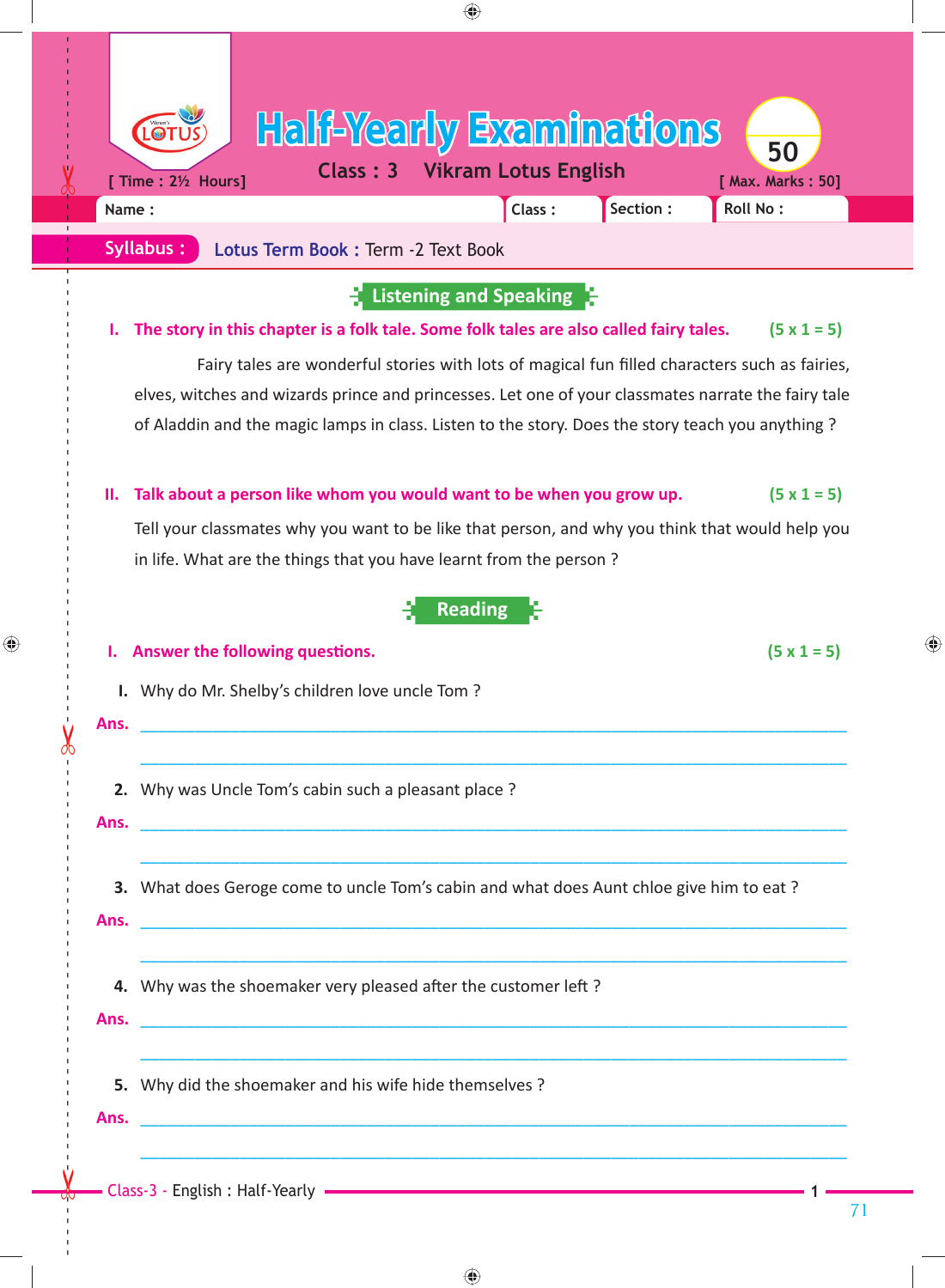# Half-Yearly Examinations

**Class : 3 Vikram Lotus English**

[ Time : 2½ Hours] [ Max. Marks : 50]

Name : Class : Section : Roll No :

**Syllabus :** Lotus Term Book : Term -2 Text Book

## Listening and Speaking

**I. The story in this chapter is a folk tale. Some folk tales are also called fairy tales.** **(5 x 1 = 5)**

Fairy tales are wonderful stories with lots of magical fun filled characters such as fairies, elves, witches and wizards prince and princesses. Let one of your classmates narrate the fairy tale of Aladdin and the magic lamps in class. Listen to the story. Does the story teach you anything ?

**II. Talk about a person like whom you would want to be when you grow up.** **(5 x 1 = 5)**

Tell your classmates why you want to be like that person, and why you think that would help you in life. What are the things that you have learnt from the person ?

## Reading

**I. Answer the following questions.** **(5 x 1 = 5)**

I. Why do Mr. Shelby's children love uncle Tom ?

Ans. ______________________________________________

______________________________________________

2. Why was Uncle Tom's cabin such a pleasant place ?

Ans. ______________________________________________

______________________________________________

3. What does Geroge come to uncle Tom's cabin and what does Aunt chloe give him to eat ?

Ans. ______________________________________________

______________________________________________

4. Why was the shoemaker very pleased after the customer left ?

Ans. ______________________________________________

______________________________________________

5. Why did the shoemaker and his wife hide themselves ?

Ans. ______________________________________________

______________________________________________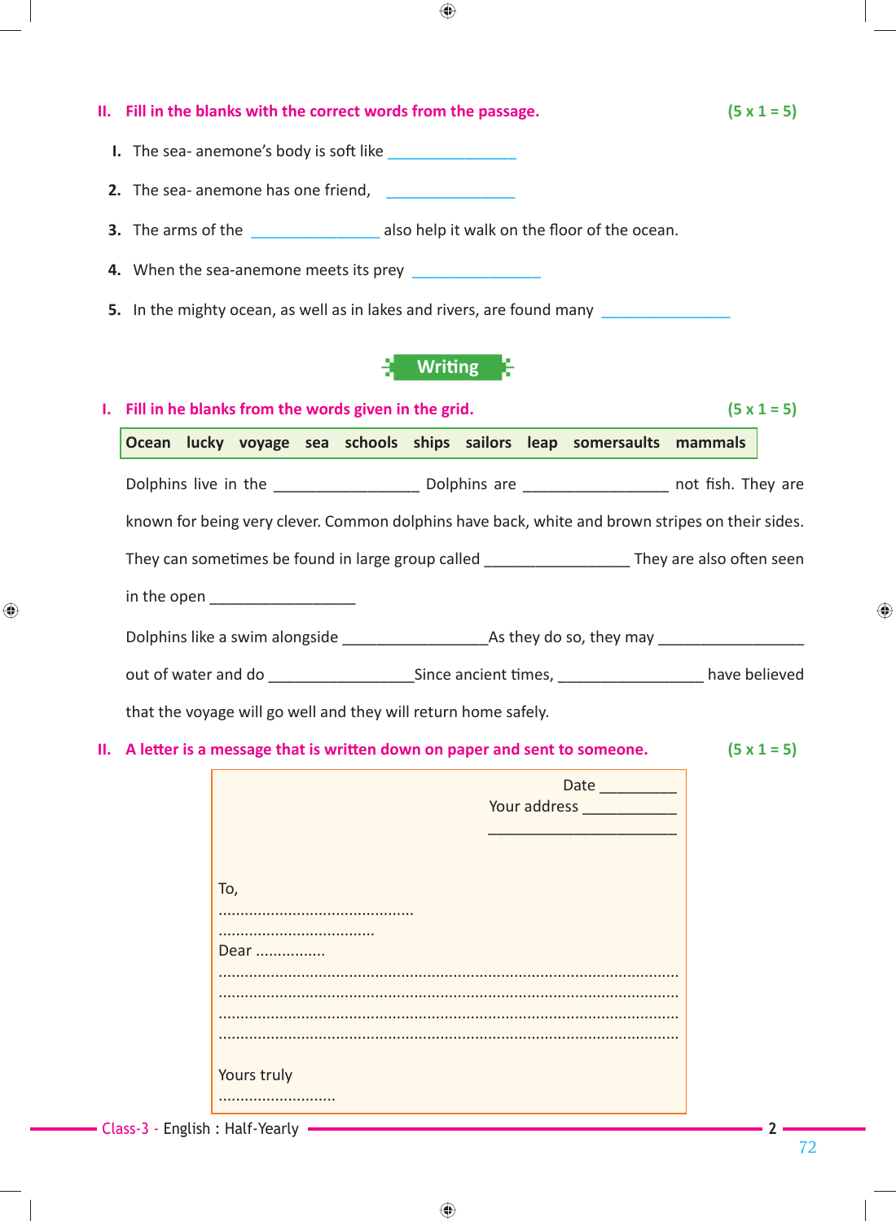## II. Fill in the blanks with the correct words from the passage. (5 x 1 = 5)

I. The sea- anemone's body is soft like ________________

2. The sea- anemone has one friend, ________________

3. The arms of the ________________ also help it walk on the floor of the ocean.

4. When the sea-anemone meets its prey ________________

5. In the mighty ocean, as well as in lakes and rivers, are found many ________________

# Writing

## I. Fill in he blanks from the words given in the grid. (5 x 1 = 5)

| Ocean | lucky | voyage | sea | schools | ships | sailors | leap | somersaults | mammals |
|---|---|---|---|---|---|---|---|---|---|

Dolphins live in the __________________ Dolphins are __________________ not fish. They are known for being very clever. Common dolphins have back, white and brown stripes on their sides. They can sometimes be found in large group called __________________ They are also often seen in the open __________________

Dolphins like a swim alongside __________________As they do so, they may __________________ out of water and do __________________Since ancient times, __________________ have believed that the voyage will go well and they will return home safely.

## II. A letter is a message that is written down on paper and sent to someone. (5 x 1 = 5)

Date __________

Your address ____________

________________________

To,

............................................

....................................

Dear ................

.........................................................................................................

.........................................................................................................

.........................................................................................................

.........................................................................................................

Yours truly

...........................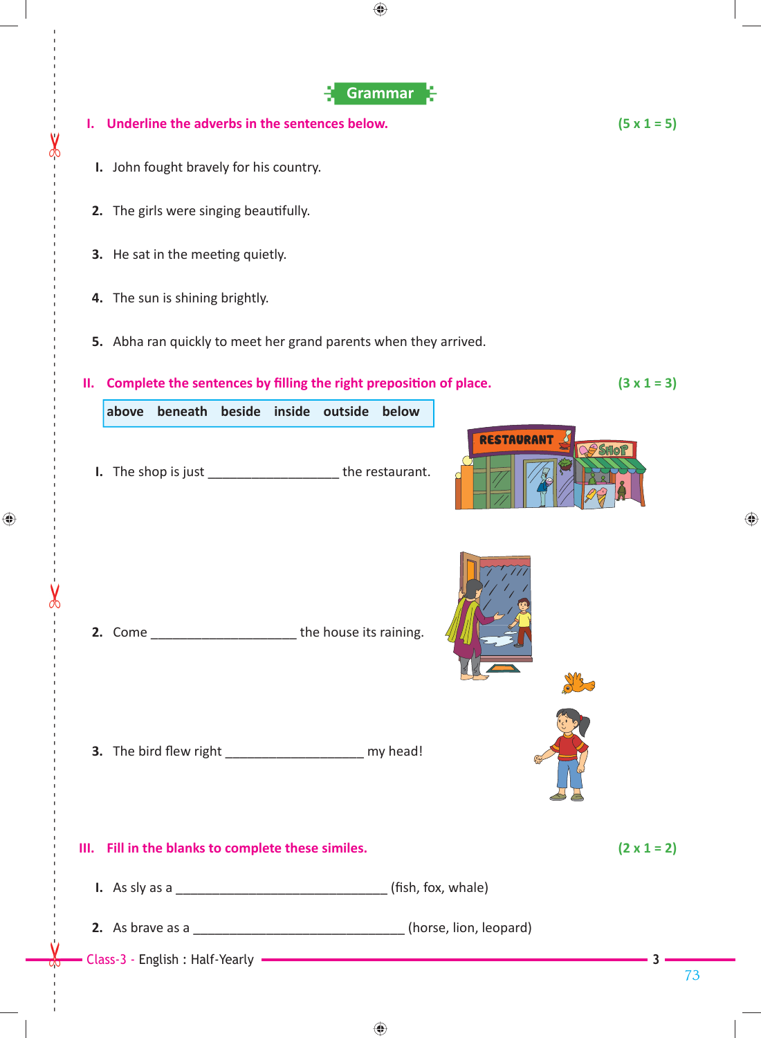## Grammar

**I. Underline the adverbs in the sentences below.** **(5 x 1 = 5)**

1. John fought bravely for his country.
2. The girls were singing beautifully.
3. He sat in the meeting quietly.
4. The sun is shining brightly.
5. Abha ran quickly to meet her grand parents when they arrived.

**II. Complete the sentences by filling the right preposition of place.** **(3 x 1 = 3)**

| above | beneath | beside | inside | outside | below |
|---|---|---|---|---|---|

1. The shop is just __________________ the restaurant.
2. Come ____________________ the house its raining.
3. The bird flew right ___________________ my head!

**III. Fill in the blanks to complete these similes.** **(2 x 1 = 2)**

1. As sly as a _____________________________ (fish, fox, whale)
2. As brave as a _____________________________ (horse, lion, leopard)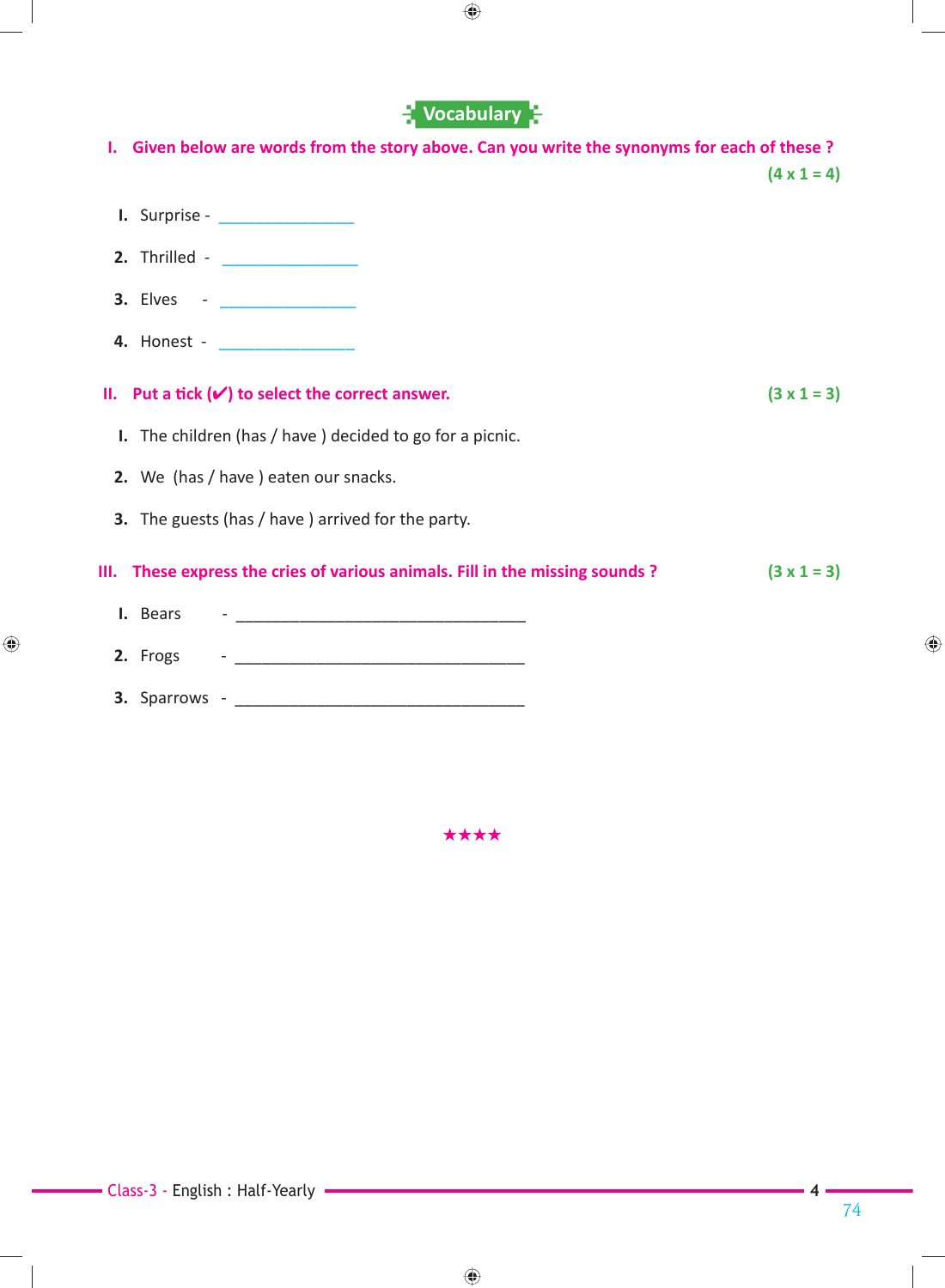## Vocabulary

**I. Given below are words from the story above. Can you write the synonyms for each of these ?** **(4 x 1 = 4)**

I. Surprise - ________________

2. Thrilled - ________________

3. Elves - ________________

4. Honest - ________________

**II. Put a tick (✔) to select the correct answer.** **(3 x 1 = 3)**

I. The children (has / have ) decided to go for a picnic.

2. We (has / have ) eaten our snacks.

3. The guests (has / have ) arrived for the party.

**III. These express the cries of various animals. Fill in the missing sounds ?** **(3 x 1 = 3)**

I. Bears - ___________________________________

2. Frogs - ___________________________________

3. Sparrows - ___________________________________

★★★★